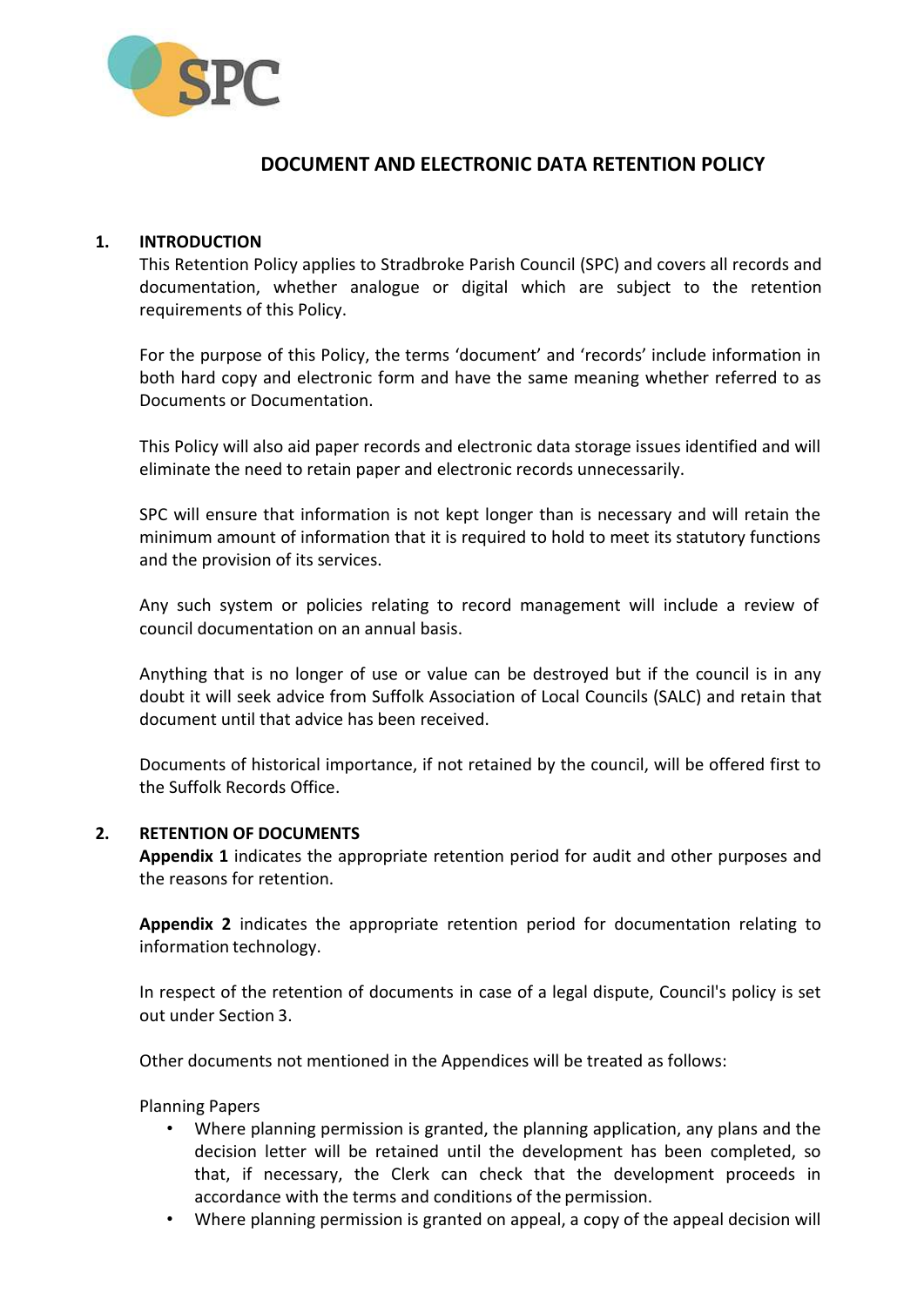# DOCUMENT AND ELECTRONIC DATA RETENTION POLICY

## 1. INTRODUCTION

This Retention Policy applies to Stradbroke Parish Council (SPC) and covers all records and documentation, whether analogue or digital which are subject to the retention requirements of this Policy.

For the purpose of this Policy, the terms 'document' and 'records' include information in both hard copy and electronic form and have the same meaning whether referred to as Documents or Documentation.

This Policy will also aid paper records and electronic data storage issues identified and will eliminate the need to retain paper and electronic records unnecessarily.

SPC will ensure that information is not kept longer than is necessary and will retain the minimum amount of information that it is required to hold to meet its statutory functions and the provision of its services.

Any such system or policies relating to record management will include a review of council documentation on an annual basis.

Anything that is no longer of use or value can be destroyed but if the council is in any doubt it will seek advice from Suffolk Association of Local Councils (SALC) and retain that document until that advice has been received.

Documents of historical importance, if not retained by the council, will be offered first to the Suffolk Records Office.

## 2. RETENTION OF DOCUMENTS

**Appendix 1** indicates the appropriate retention period for audit and other purposes and the reasons for retention.

**Appendix 2** indicates the appropriate retention period for documentation relating to information technology.

In respect of the retention of documents in case of a legal dispute, Council's policy is set out under Section 3.

Other documents not mentioned in the Appendices will be treated as follows:

Planning Papers

- Where planning permission is granted, the planning application, any plans and the decision letter will be retained until the development has been completed, so that, if necessary, the Clerk can check that the development proceeds in accordance with the terms and conditions of the permission.
- Where planning permission is granted on appeal, a copy of the appeal decision will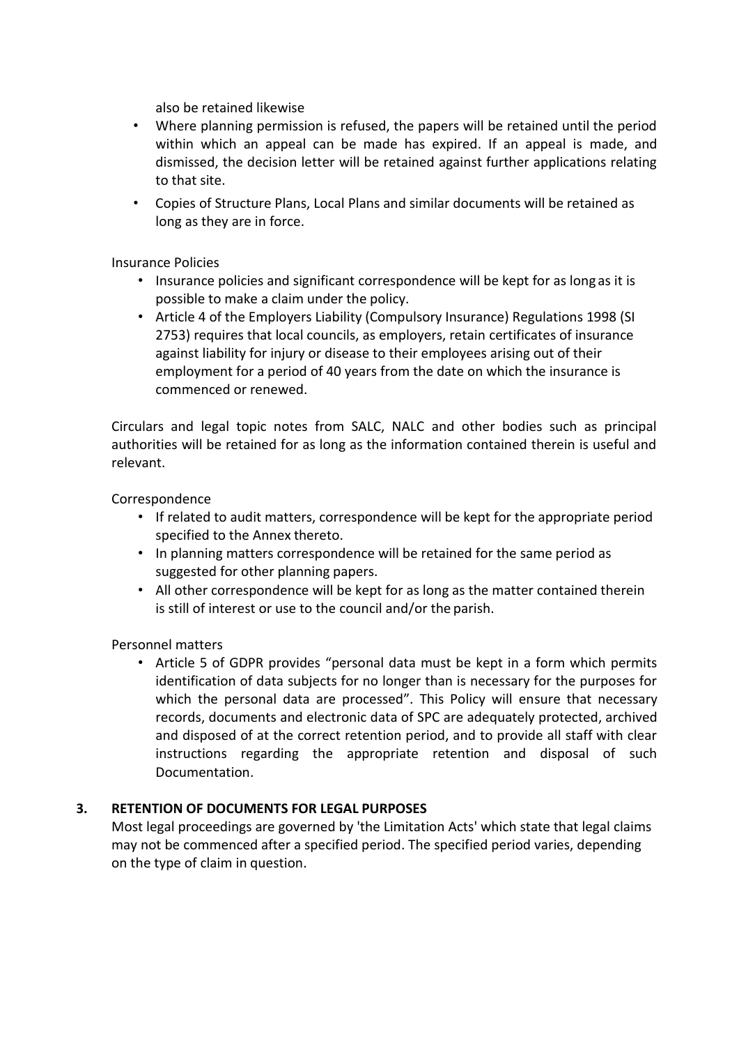also be retained likewise

- Where planning permission is refused, the papers will be retained until the period within which an appeal can be made has expired. If an appeal is made, and dismissed, the decision letter will be retained against further applications relating to that site.
- Copies of Structure Plans, Local Plans and similar documents will be retained as long as they are in force.

Insurance Policies

- Insurance policies and significant correspondence will be kept for as long as it is possible to make a claim under the policy.
- Article 4 of the Employers Liability (Compulsory Insurance) Regulations 1998 (SI 2753) requires that local councils, as employers, retain certificates of insurance against liability for injury or disease to their employees arising out of their employment for a period of 40 years from the date on which the insurance is commenced or renewed.

Circulars and legal topic notes from SALC, NALC and other bodies such as principal authorities will be retained for as long as the information contained therein is useful and relevant.

Correspondence

- If related to audit matters, correspondence will be kept for the appropriate period specified to the Annex thereto.
- In planning matters correspondence will be retained for the same period as suggested for other planning papers.
- All other correspondence will be kept for as long as the matter contained therein is still of interest or use to the council and/or the parish.

Personnel matters

- Article 5 of GDPR provides "personal data must be kept in a form which permits identification of data subjects for no longer than is necessary for the purposes for which the personal data are processed". This Policy will ensure that necessary records, documents and electronic data of SPC are adequately protected, archived and disposed of at the correct retention period, and to provide all staff with clear instructions regarding the appropriate retention and disposal of such Documentation.

## 3. RETENTION OF DOCUMENTS FOR LEGAL PURPOSES

Most legal proceedings are governed by 'the Limitation Acts' which state that legal claims may not be commenced after a specified period. The specified period varies, depending on the type of claim in question.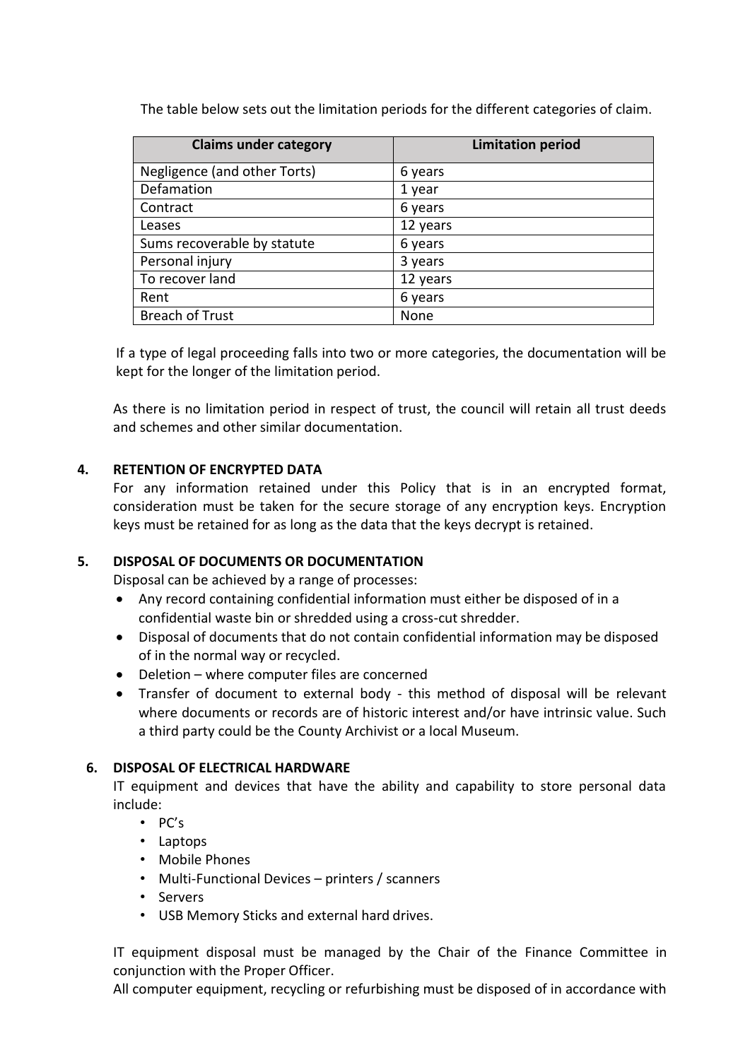The table below sets out the limitation periods for the different categories of claim.

| Claims under category | Limitation period |
| --- | --- |
| Negligence (and other Torts) | 6 years |
| Defamation | 1 year |
| Contract | 6 years |
| Leases | 12 years |
| Sums recoverable by statute | 6 years |
| Personal injury | 3 years |
| To recover land | 12 years |
| Rent | 6 years |
| Breach of Trust | None |

If a type of legal proceeding falls into two or more categories, the documentation will be kept for the longer of the limitation period.

As there is no limitation period in respect of trust, the council will retain all trust deeds and schemes and other similar documentation.

## 4. RETENTION OF ENCRYPTED DATA

For any information retained under this Policy that is in an encrypted format, consideration must be taken for the secure storage of any encryption keys. Encryption keys must be retained for as long as the data that the keys decrypt is retained.

## 5. DISPOSAL OF DOCUMENTS OR DOCUMENTATION

Disposal can be achieved by a range of processes:

- Any record containing confidential information must either be disposed of in a confidential waste bin or shredded using a cross-cut shredder.
- Disposal of documents that do not contain confidential information may be disposed of in the normal way or recycled.
- Deletion – where computer files are concerned
- Transfer of document to external body - this method of disposal will be relevant where documents or records are of historic interest and/or have intrinsic value. Such a third party could be the County Archivist or a local Museum.

## 6. DISPOSAL OF ELECTRICAL HARDWARE

IT equipment and devices that have the ability and capability to store personal data include:

- PC's
- Laptops
- Mobile Phones
- Multi-Functional Devices – printers / scanners
- Servers
- USB Memory Sticks and external hard drives.

IT equipment disposal must be managed by the Chair of the Finance Committee in conjunction with the Proper Officer.

All computer equipment, recycling or refurbishing must be disposed of in accordance with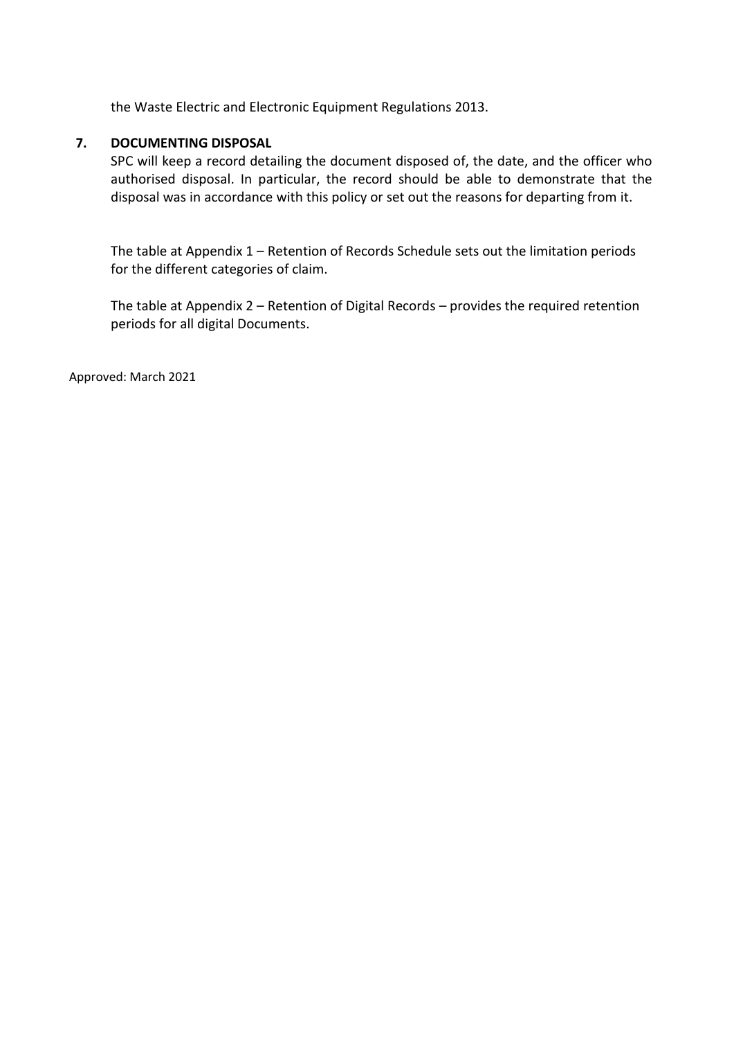the Waste Electric and Electronic Equipment Regulations 2013.

## 7. DOCUMENTING DISPOSAL

SPC will keep a record detailing the document disposed of, the date, and the officer who authorised disposal. In particular, the record should be able to demonstrate that the disposal was in accordance with this policy or set out the reasons for departing from it.

The table at Appendix 1 – Retention of Records Schedule sets out the limitation periods for the different categories of claim.

The table at Appendix 2 – Retention of Digital Records – provides the required retention periods for all digital Documents.

Approved: March 2021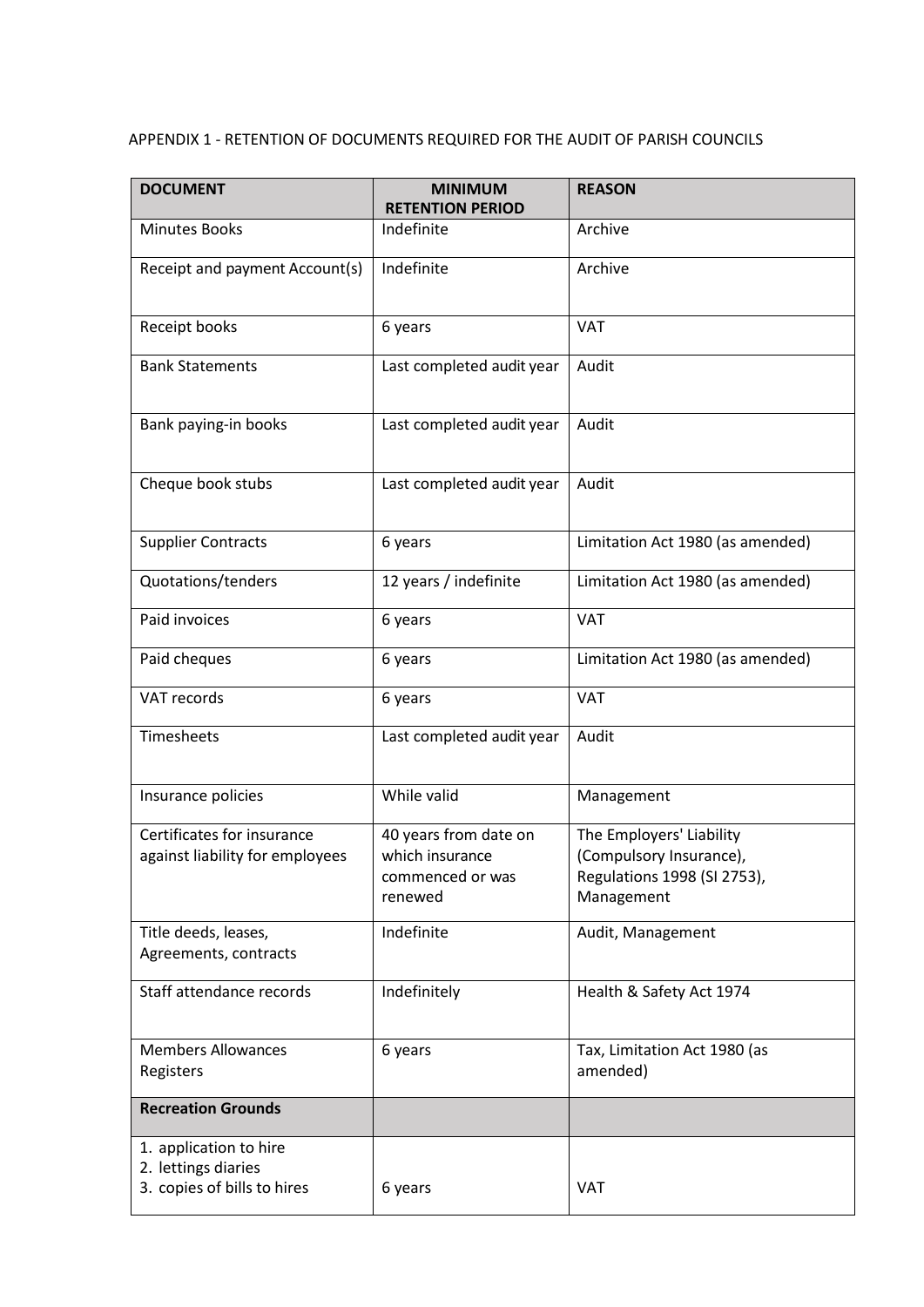APPENDIX 1 - RETENTION OF DOCUMENTS REQUIRED FOR THE AUDIT OF PARISH COUNCILS

| DOCUMENT | MINIMUM RETENTION PERIOD | REASON |
|---|---|---|
| Minutes Books | Indefinite | Archive |
| Receipt and payment Account(s) | Indefinite | Archive |
| Receipt books | 6 years | VAT |
| Bank Statements | Last completed audit year | Audit |
| Bank paying-in books | Last completed audit year | Audit |
| Cheque book stubs | Last completed audit year | Audit |
| Supplier Contracts | 6 years | Limitation Act 1980 (as amended) |
| Quotations/tenders | 12 years / indefinite | Limitation Act 1980 (as amended) |
| Paid invoices | 6 years | VAT |
| Paid cheques | 6 years | Limitation Act 1980 (as amended) |
| VAT records | 6 years | VAT |
| Timesheets | Last completed audit year | Audit |
| Insurance policies | While valid | Management |
| Certificates for insurance against liability for employees | 40 years from date on which insurance commenced or was renewed | The Employers' Liability (Compulsory Insurance), Regulations 1998 (SI 2753), Management |
| Title deeds, leases, Agreements, contracts | Indefinite | Audit, Management |
| Staff attendance records | Indefinitely | Health & Safety Act 1974 |
| Members Allowances Registers | 6 years | Tax, Limitation Act 1980 (as amended) |
| **Recreation Grounds** | | |
| 1. application to hire<br>2. lettings diaries<br>3. copies of bills to hires | 6 years | VAT |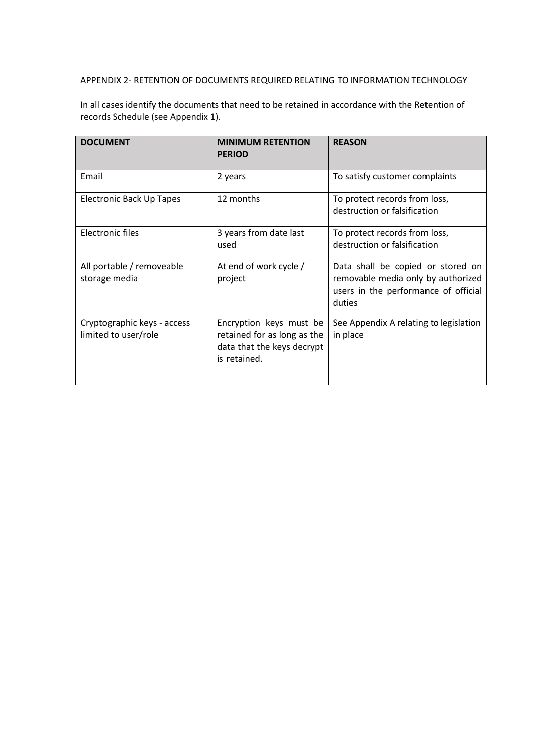APPENDIX 2- RETENTION OF DOCUMENTS REQUIRED RELATING TO INFORMATION TECHNOLOGY

In all cases identify the documents that need to be retained in accordance with the Retention of records Schedule (see Appendix 1).

| **DOCUMENT** | **MINIMUM RETENTION PERIOD** | **REASON** |
|---|---|---|
| Email | 2 years | To satisfy customer complaints |
| Electronic Back Up Tapes | 12 months | To protect records from loss, destruction or falsification |
| Electronic files | 3 years from date last used | To protect records from loss, destruction or falsification |
| All portable / removeable storage media | At end of work cycle / project | Data shall be copied or stored on removable media only by authorized users in the performance of official duties |
| Cryptographic keys - access limited to user/role | Encryption keys must be retained for as long as the data that the keys decrypt is retained. | See Appendix A relating to legislation in place |